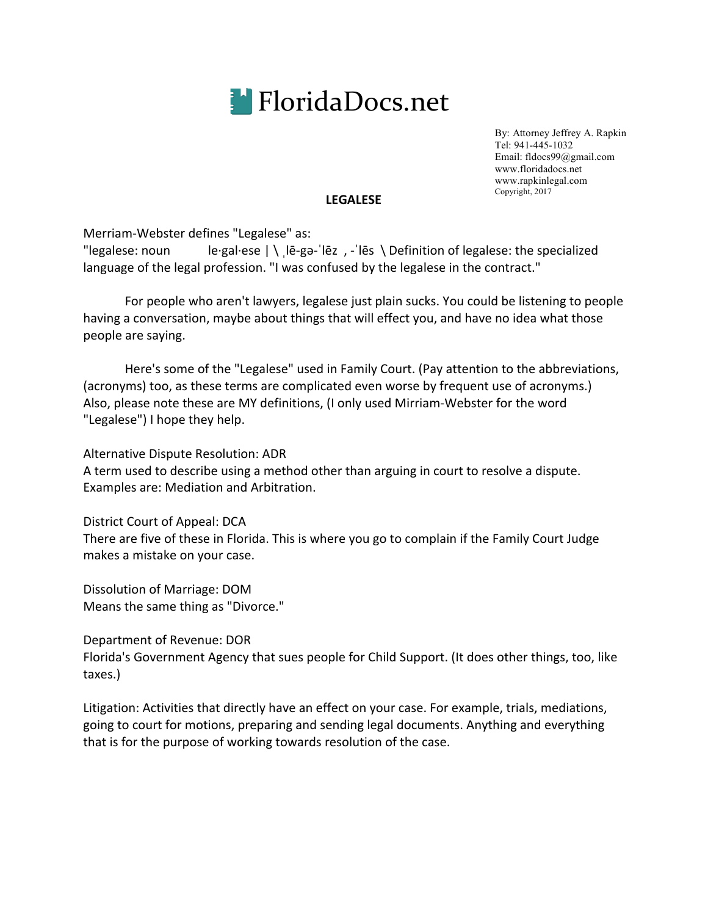# FloridaDocs.net

By: Attorney Jeffrey A. Rapkin
Tel: 941-445-1032
Email: fldocs99@gmail.com
www.floridadocs.net
www.rapkinlegal.com
Copyright, 2017

## LEGALESE

Merriam-Webster defines "Legalese" as:
"legalese: noun le·gal·ese | \ ˌlē-gə-ˈlēz , -ˈlēs \ Definition of legalese: the specialized language of the legal profession. "I was confused by the legalese in the contract."

For people who aren't lawyers, legalese just plain sucks. You could be listening to people having a conversation, maybe about things that will effect you, and have no idea what those people are saying.

Here's some of the "Legalese" used in Family Court. (Pay attention to the abbreviations, (acronyms) too, as these terms are complicated even worse by frequent use of acronyms.) Also, please note these are MY definitions, (I only used Mirriam-Webster for the word "Legalese") I hope they help.

Alternative Dispute Resolution: ADR
A term used to describe using a method other than arguing in court to resolve a dispute. Examples are: Mediation and Arbitration.

District Court of Appeal: DCA
There are five of these in Florida. This is where you go to complain if the Family Court Judge makes a mistake on your case.

Dissolution of Marriage: DOM
Means the same thing as "Divorce."

Department of Revenue: DOR
Florida's Government Agency that sues people for Child Support. (It does other things, too, like taxes.)

Litigation: Activities that directly have an effect on your case. For example, trials, mediations, going to court for motions, preparing and sending legal documents. Anything and everything that is for the purpose of working towards resolution of the case.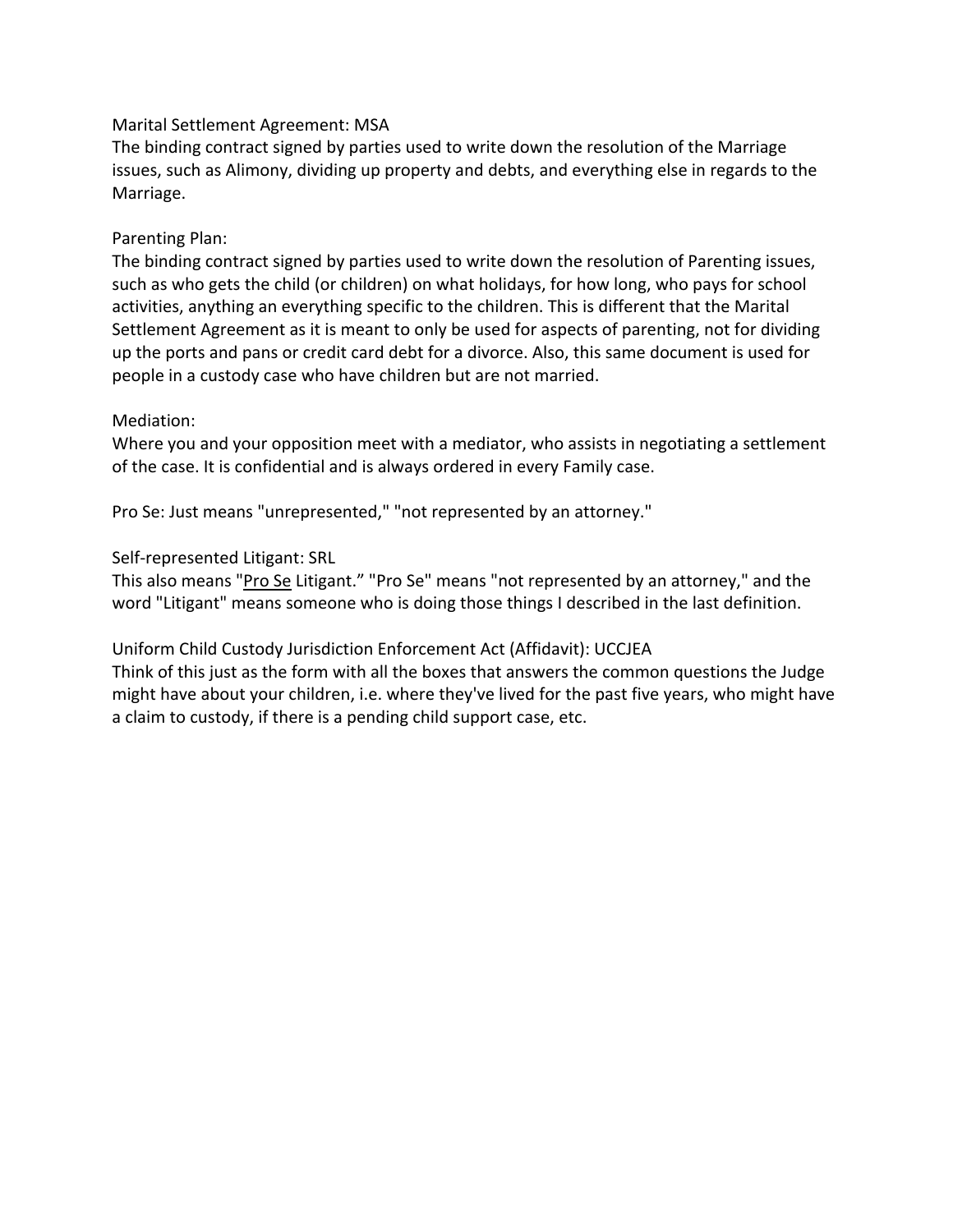Marital Settlement Agreement: MSA
The binding contract signed by parties used to write down the resolution of the Marriage issues, such as Alimony, dividing up property and debts, and everything else in regards to the Marriage.

Parenting Plan:
The binding contract signed by parties used to write down the resolution of Parenting issues, such as who gets the child (or children) on what holidays, for how long, who pays for school activities, anything an everything specific to the children. This is different that the Marital Settlement Agreement as it is meant to only be used for aspects of parenting, not for dividing up the ports and pans or credit card debt for a divorce. Also, this same document is used for people in a custody case who have children but are not married.

Mediation:
Where you and your opposition meet with a mediator, who assists in negotiating a settlement of the case. It is confidential and is always ordered in every Family case.

Pro Se: Just means "unrepresented," "not represented by an attorney."

Self-represented Litigant: SRL
This also means "Pro Se Litigant.” "Pro Se" means "not represented by an attorney," and the word "Litigant" means someone who is doing those things I described in the last definition.

Uniform Child Custody Jurisdiction Enforcement Act (Affidavit): UCCJEA
Think of this just as the form with all the boxes that answers the common questions the Judge might have about your children, i.e. where they've lived for the past five years, who might have a claim to custody, if there is a pending child support case, etc.